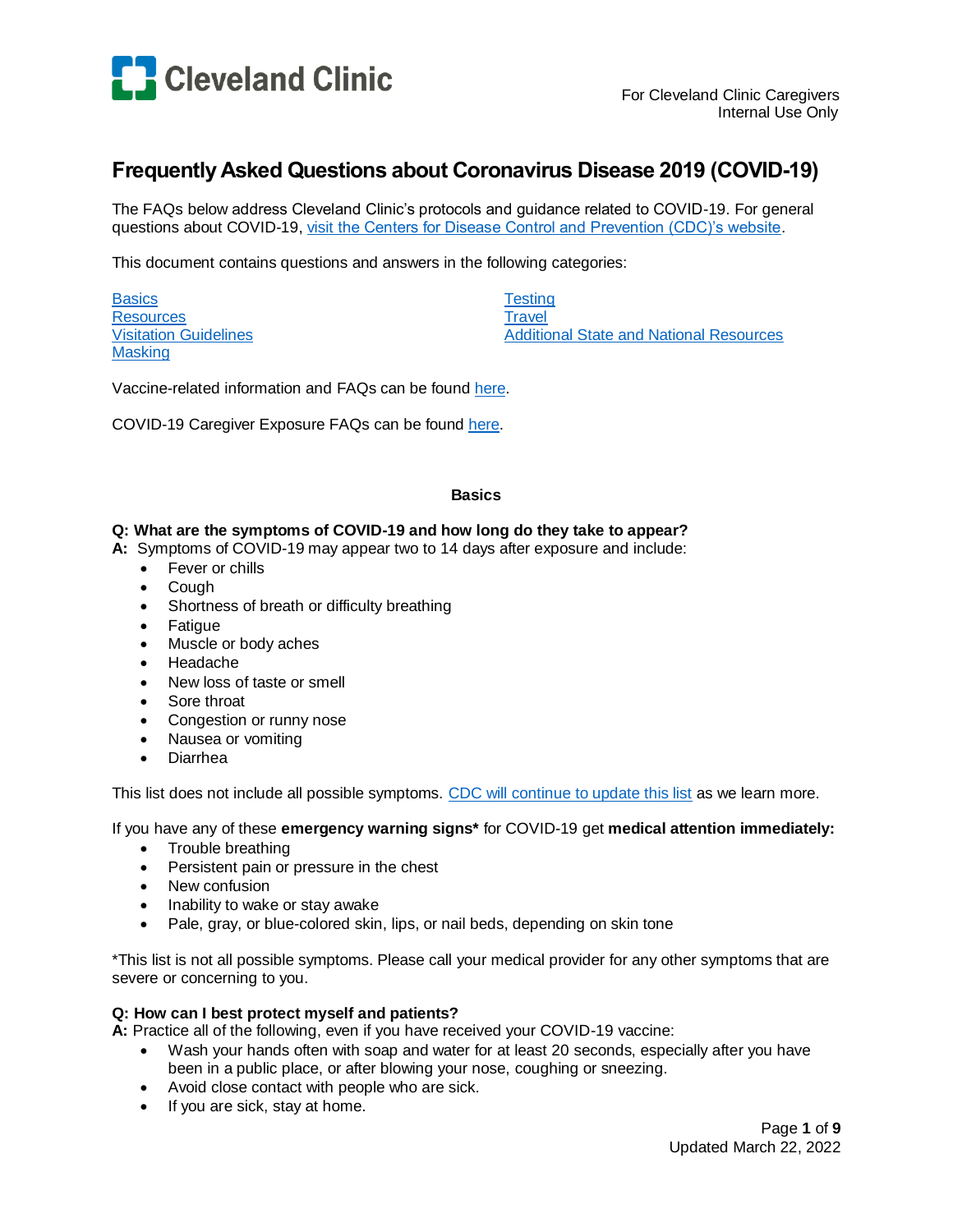Cleveland Clinic

For Cleveland Clinic Caregivers
Internal Use Only

# Frequently Asked Questions about Coronavirus Disease 2019 (COVID-19)

The FAQs below address Cleveland Clinic's protocols and guidance related to COVID-19. For general questions about COVID-19, [visit the Centers for Disease Control and Prevention (CDC)'s website](#).

This document contains questions and answers in the following categories:

- [Basics](#)
- [Resources](#)
- [Visitation Guidelines](#)
- [Masking](#)
- [Testing](#)
- [Travel](#)
- [Additional State and National Resources](#)

Vaccine-related information and FAQs can be found [here](#).

COVID-19 Caregiver Exposure FAQs can be found [here](#).

## Basics

**Q: What are the symptoms of COVID-19 and how long do they take to appear?**
**A:** Symptoms of COVID-19 may appear two to 14 days after exposure and include:

- Fever or chills
- Cough
- Shortness of breath or difficulty breathing
- Fatigue
- Muscle or body aches
- Headache
- New loss of taste or smell
- Sore throat
- Congestion or runny nose
- Nausea or vomiting
- Diarrhea

This list does not include all possible symptoms. [CDC will continue to update this list](#) as we learn more.

If you have any of these **emergency warning signs*** for COVID-19 get **medical attention immediately:**

- Trouble breathing
- Persistent pain or pressure in the chest
- New confusion
- Inability to wake or stay awake
- Pale, gray, or blue-colored skin, lips, or nail beds, depending on skin tone

*This list is not all possible symptoms. Please call your medical provider for any other symptoms that are severe or concerning to you.

**Q: How can I best protect myself and patients?**
**A:** Practice all of the following, even if you have received your COVID-19 vaccine:

- Wash your hands often with soap and water for at least 20 seconds, especially after you have been in a public place, or after blowing your nose, coughing or sneezing.
- Avoid close contact with people who are sick.
- If you are sick, stay at home.

Updated March 22, 2022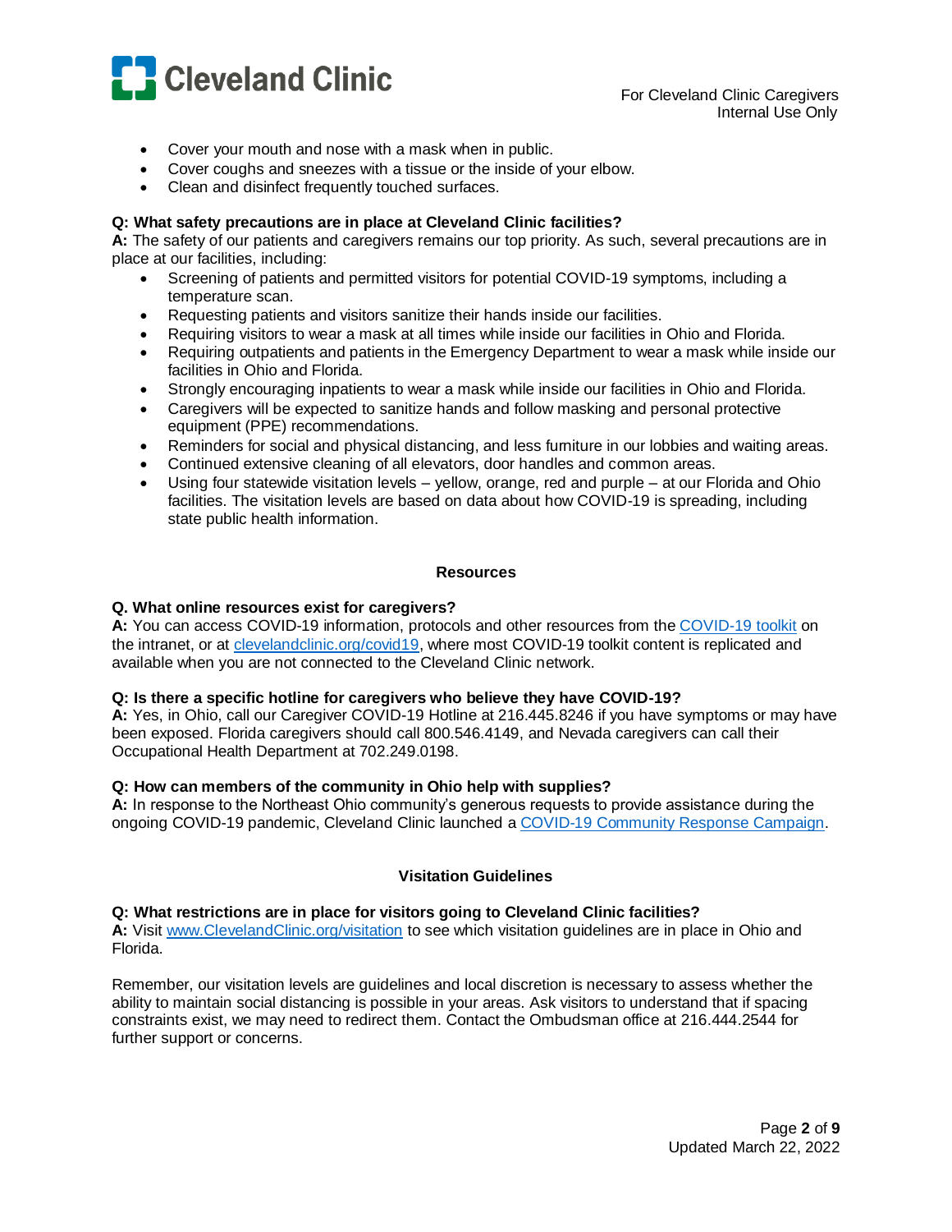- Cover your mouth and nose with a mask when in public.
- Cover coughs and sneezes with a tissue or the inside of your elbow.
- Clean and disinfect frequently touched surfaces.

**Q: What safety precautions are in place at Cleveland Clinic facilities?**
**A:** The safety of our patients and caregivers remains our top priority. As such, several precautions are in place at our facilities, including:

- Screening of patients and permitted visitors for potential COVID-19 symptoms, including a temperature scan.
- Requesting patients and visitors sanitize their hands inside our facilities.
- Requiring visitors to wear a mask at all times while inside our facilities in Ohio and Florida.
- Requiring outpatients and patients in the Emergency Department to wear a mask while inside our facilities in Ohio and Florida.
- Strongly encouraging inpatients to wear a mask while inside our facilities in Ohio and Florida.
- Caregivers will be expected to sanitize hands and follow masking and personal protective equipment (PPE) recommendations.
- Reminders for social and physical distancing, and less furniture in our lobbies and waiting areas.
- Continued extensive cleaning of all elevators, door handles and common areas.
- Using four statewide visitation levels – yellow, orange, red and purple – at our Florida and Ohio facilities. The visitation levels are based on data about how COVID-19 is spreading, including state public health information.

## Resources

**Q. What online resources exist for caregivers?**
**A:** You can access COVID-19 information, protocols and other resources from the [COVID-19 toolkit]() on the intranet, or at [clevelandclinic.org/covid19](), where most COVID-19 toolkit content is replicated and available when you are not connected to the Cleveland Clinic network.

**Q: Is there a specific hotline for caregivers who believe they have COVID-19?**
**A:** Yes, in Ohio, call our Caregiver COVID-19 Hotline at 216.445.8246 if you have symptoms or may have been exposed. Florida caregivers should call 800.546.4149, and Nevada caregivers can call their Occupational Health Department at 702.249.0198.

**Q: How can members of the community in Ohio help with supplies?**
**A:** In response to the Northeast Ohio community's generous requests to provide assistance during the ongoing COVID-19 pandemic, Cleveland Clinic launched a [COVID-19 Community Response Campaign]().

## Visitation Guidelines

**Q: What restrictions are in place for visitors going to Cleveland Clinic facilities?**
**A:** Visit [www.ClevelandClinic.org/visitation]() to see which visitation guidelines are in place in Ohio and Florida.

Remember, our visitation levels are guidelines and local discretion is necessary to assess whether the ability to maintain social distancing is possible in your areas. Ask visitors to understand that if spacing constraints exist, we may need to redirect them. Contact the Ombudsman office at 216.444.2544 for further support or concerns.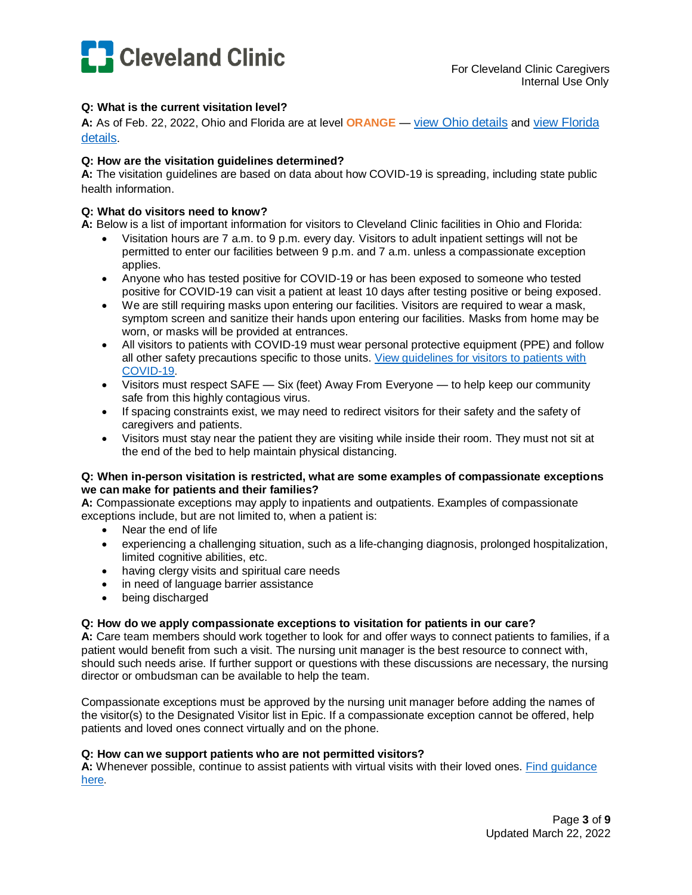**Q: What is the current visitation level?**

**A:** As of Feb. 22, 2022, Ohio and Florida are at level **ORANGE** — view Ohio details and view Florida details.

**Q: How are the visitation guidelines determined?**

**A:** The visitation guidelines are based on data about how COVID-19 is spreading, including state public health information.

**Q: What do visitors need to know?**

**A:** Below is a list of important information for visitors to Cleveland Clinic facilities in Ohio and Florida:

- Visitation hours are 7 a.m. to 9 p.m. every day. Visitors to adult inpatient settings will not be permitted to enter our facilities between 9 p.m. and 7 a.m. unless a compassionate exception applies.
- Anyone who has tested positive for COVID-19 or has been exposed to someone who tested positive for COVID-19 can visit a patient at least 10 days after testing positive or being exposed.
- We are still requiring masks upon entering our facilities. Visitors are required to wear a mask, symptom screen and sanitize their hands upon entering our facilities. Masks from home may be worn, or masks will be provided at entrances.
- All visitors to patients with COVID-19 must wear personal protective equipment (PPE) and follow all other safety precautions specific to those units. View guidelines for visitors to patients with COVID-19.
- Visitors must respect SAFE — Six (feet) Away From Everyone — to help keep our community safe from this highly contagious virus.
- If spacing constraints exist, we may need to redirect visitors for their safety and the safety of caregivers and patients.
- Visitors must stay near the patient they are visiting while inside their room. They must not sit at the end of the bed to help maintain physical distancing.

**Q: When in-person visitation is restricted, what are some examples of compassionate exceptions we can make for patients and their families?**

**A:** Compassionate exceptions may apply to inpatients and outpatients. Examples of compassionate exceptions include, but are not limited to, when a patient is:

- Near the end of life
- experiencing a challenging situation, such as a life-changing diagnosis, prolonged hospitalization, limited cognitive abilities, etc.
- having clergy visits and spiritual care needs
- in need of language barrier assistance
- being discharged

**Q: How do we apply compassionate exceptions to visitation for patients in our care?**

**A:** Care team members should work together to look for and offer ways to connect patients to families, if a patient would benefit from such a visit. The nursing unit manager is the best resource to connect with, should such needs arise. If further support or questions with these discussions are necessary, the nursing director or ombudsman can be available to help the team.

Compassionate exceptions must be approved by the nursing unit manager before adding the names of the visitor(s) to the Designated Visitor list in Epic. If a compassionate exception cannot be offered, help patients and loved ones connect virtually and on the phone.

**Q: How can we support patients who are not permitted visitors?**

**A:** Whenever possible, continue to assist patients with virtual visits with their loved ones. Find guidance here.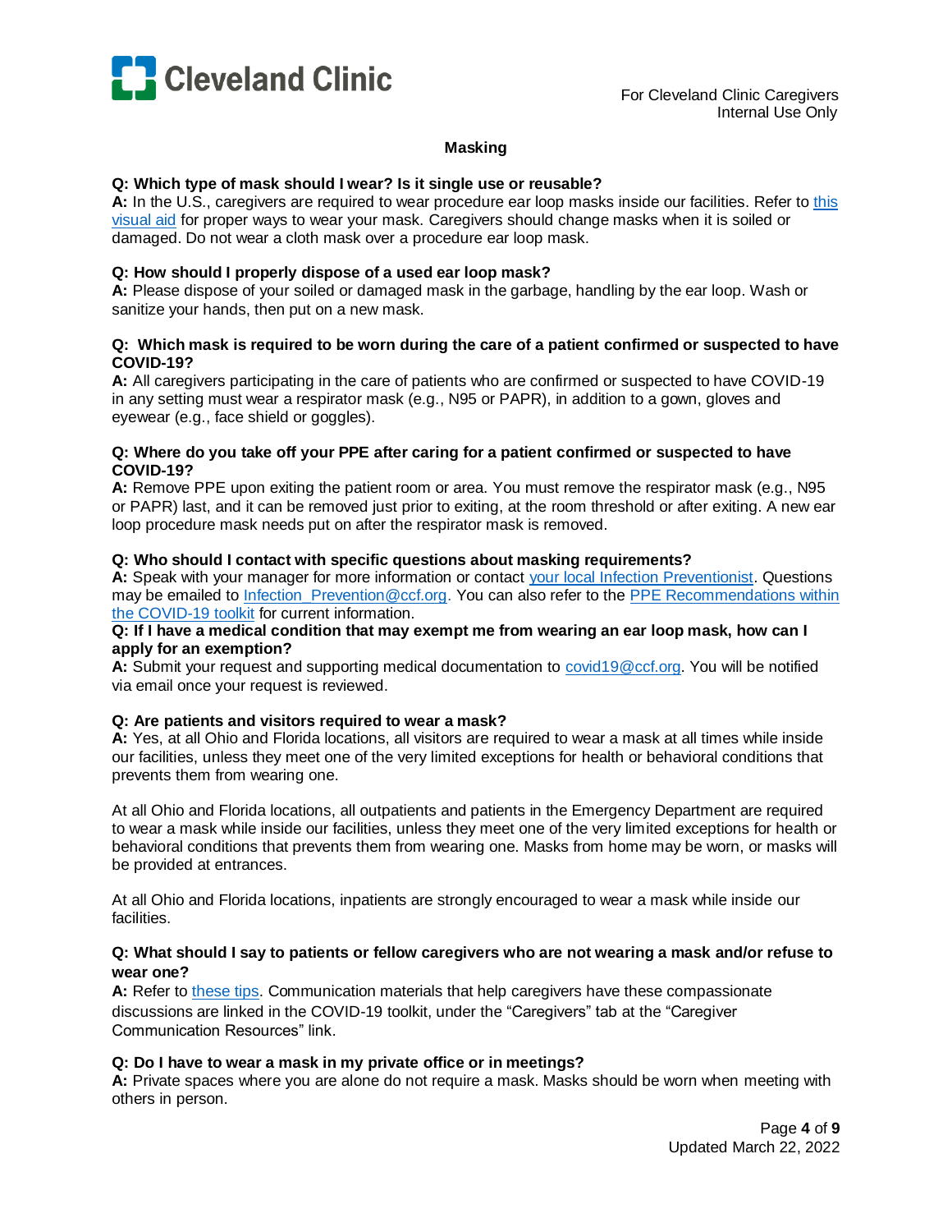## Masking

**Q: Which type of mask should I wear? Is it single use or reusable?**
**A:** In the U.S., caregivers are required to wear procedure ear loop masks inside our facilities. Refer to this visual aid for proper ways to wear your mask. Caregivers should change masks when it is soiled or damaged. Do not wear a cloth mask over a procedure ear loop mask.

**Q: How should I properly dispose of a used ear loop mask?**
**A:** Please dispose of your soiled or damaged mask in the garbage, handling by the ear loop. Wash or sanitize your hands, then put on a new mask.

**Q: Which mask is required to be worn during the care of a patient confirmed or suspected to have COVID-19?**
**A:** All caregivers participating in the care of patients who are confirmed or suspected to have COVID-19 in any setting must wear a respirator mask (e.g., N95 or PAPR), in addition to a gown, gloves and eyewear (e.g., face shield or goggles).

**Q: Where do you take off your PPE after caring for a patient confirmed or suspected to have COVID-19?**
**A:** Remove PPE upon exiting the patient room or area. You must remove the respirator mask (e.g., N95 or PAPR) last, and it can be removed just prior to exiting, at the room threshold or after exiting. A new ear loop procedure mask needs put on after the respirator mask is removed.

**Q: Who should I contact with specific questions about masking requirements?**
**A:** Speak with your manager for more information or contact your local Infection Preventionist. Questions may be emailed to Infection_Prevention@ccf.org. You can also refer to the PPE Recommendations within the COVID-19 toolkit for current information.

**Q: If I have a medical condition that may exempt me from wearing an ear loop mask, how can I apply for an exemption?**
**A:** Submit your request and supporting medical documentation to covid19@ccf.org. You will be notified via email once your request is reviewed.

**Q: Are patients and visitors required to wear a mask?**
**A:** Yes, at all Ohio and Florida locations, all visitors are required to wear a mask at all times while inside our facilities, unless they meet one of the very limited exceptions for health or behavioral conditions that prevents them from wearing one.

At all Ohio and Florida locations, all outpatients and patients in the Emergency Department are required to wear a mask while inside our facilities, unless they meet one of the very limited exceptions for health or behavioral conditions that prevents them from wearing one. Masks from home may be worn, or masks will be provided at entrances.

At all Ohio and Florida locations, inpatients are strongly encouraged to wear a mask while inside our facilities.

**Q: What should I say to patients or fellow caregivers who are not wearing a mask and/or refuse to wear one?**
**A:** Refer to these tips. Communication materials that help caregivers have these compassionate discussions are linked in the COVID-19 toolkit, under the "Caregivers" tab at the "Caregiver Communication Resources" link.

**Q: Do I have to wear a mask in my private office or in meetings?**
**A:** Private spaces where you are alone do not require a mask. Masks should be worn when meeting with others in person.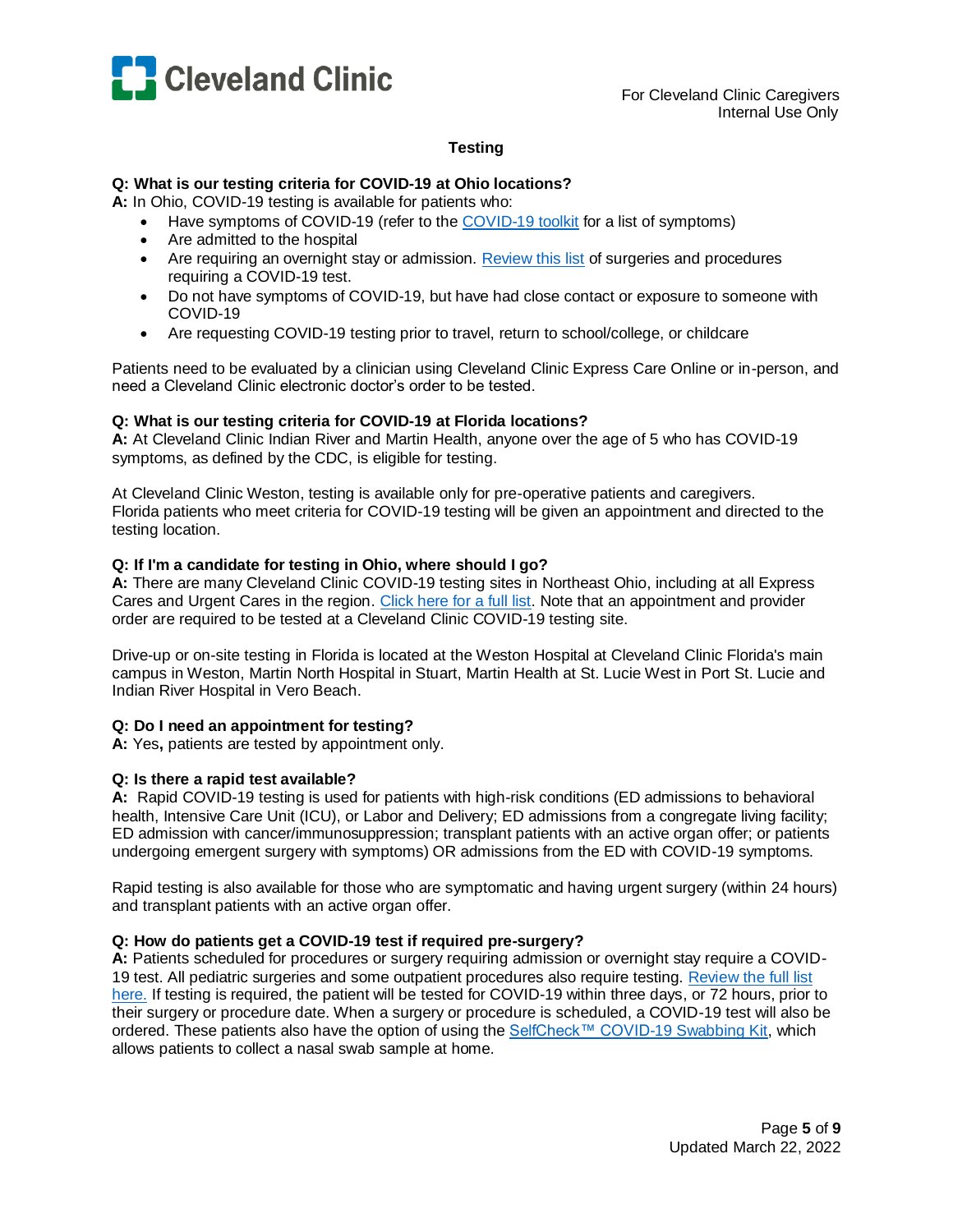## Testing

**Q: What is our testing criteria for COVID-19 at Ohio locations?**
**A:** In Ohio, COVID-19 testing is available for patients who:

- Have symptoms of COVID-19 (refer to the COVID-19 toolkit for a list of symptoms)
- Are admitted to the hospital
- Are requiring an overnight stay or admission. Review this list of surgeries and procedures requiring a COVID-19 test.
- Do not have symptoms of COVID-19, but have had close contact or exposure to someone with COVID-19
- Are requesting COVID-19 testing prior to travel, return to school/college, or childcare

Patients need to be evaluated by a clinician using Cleveland Clinic Express Care Online or in-person, and need a Cleveland Clinic electronic doctor's order to be tested.

**Q: What is our testing criteria for COVID-19 at Florida locations?**
**A:** At Cleveland Clinic Indian River and Martin Health, anyone over the age of 5 who has COVID-19 symptoms, as defined by the CDC, is eligible for testing.

At Cleveland Clinic Weston, testing is available only for pre-operative patients and caregivers. Florida patients who meet criteria for COVID-19 testing will be given an appointment and directed to the testing location.

**Q: If I'm a candidate for testing in Ohio, where should I go?**
**A:** There are many Cleveland Clinic COVID-19 testing sites in Northeast Ohio, including at all Express Cares and Urgent Cares in the region. Click here for a full list. Note that an appointment and provider order are required to be tested at a Cleveland Clinic COVID-19 testing site.

Drive-up or on-site testing in Florida is located at the Weston Hospital at Cleveland Clinic Florida's main campus in Weston, Martin North Hospital in Stuart, Martin Health at St. Lucie West in Port St. Lucie and Indian River Hospital in Vero Beach.

**Q: Do I need an appointment for testing?**
**A:** Yes**,** patients are tested by appointment only.

**Q: Is there a rapid test available?**
**A:** Rapid COVID-19 testing is used for patients with high-risk conditions (ED admissions to behavioral health, Intensive Care Unit (ICU), or Labor and Delivery; ED admissions from a congregate living facility; ED admission with cancer/immunosuppression; transplant patients with an active organ offer; or patients undergoing emergent surgery with symptoms) OR admissions from the ED with COVID-19 symptoms.

Rapid testing is also available for those who are symptomatic and having urgent surgery (within 24 hours) and transplant patients with an active organ offer.

**Q: How do patients get a COVID-19 test if required pre-surgery?**
**A:** Patients scheduled for procedures or surgery requiring admission or overnight stay require a COVID-19 test. All pediatric surgeries and some outpatient procedures also require testing. Review the full list here. If testing is required, the patient will be tested for COVID-19 within three days, or 72 hours, prior to their surgery or procedure date. When a surgery or procedure is scheduled, a COVID-19 test will also be ordered. These patients also have the option of using the SelfCheck™ COVID-19 Swabbing Kit, which allows patients to collect a nasal swab sample at home.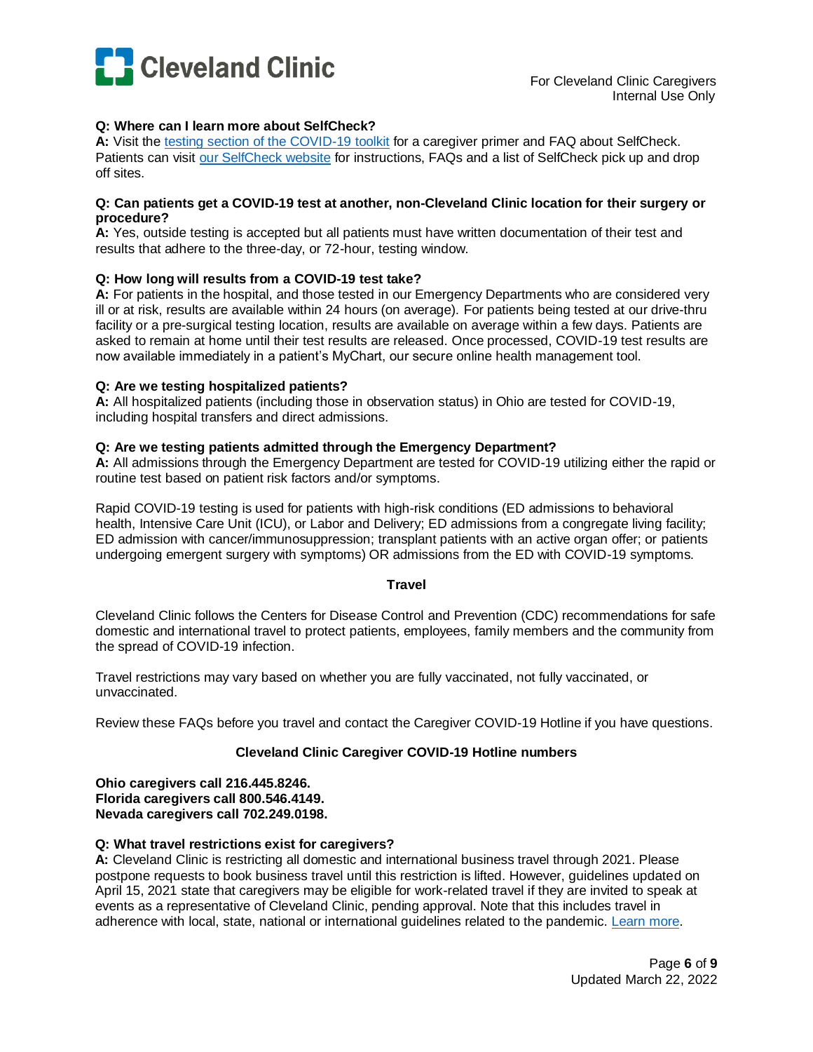**Q: Where can I learn more about SelfCheck?**
**A:** Visit the testing section of the COVID-19 toolkit for a caregiver primer and FAQ about SelfCheck. Patients can visit our SelfCheck website for instructions, FAQs and a list of SelfCheck pick up and drop off sites.

**Q: Can patients get a COVID-19 test at another, non-Cleveland Clinic location for their surgery or procedure?**
**A:** Yes, outside testing is accepted but all patients must have written documentation of their test and results that adhere to the three-day, or 72-hour, testing window.

**Q: How long will results from a COVID-19 test take?**
**A:** For patients in the hospital, and those tested in our Emergency Departments who are considered very ill or at risk, results are available within 24 hours (on average). For patients being tested at our drive-thru facility or a pre-surgical testing location, results are available on average within a few days. Patients are asked to remain at home until their test results are released. Once processed, COVID-19 test results are now available immediately in a patient's MyChart, our secure online health management tool.

**Q: Are we testing hospitalized patients?**
**A:** All hospitalized patients (including those in observation status) in Ohio are tested for COVID-19, including hospital transfers and direct admissions.

**Q: Are we testing patients admitted through the Emergency Department?**
**A:** All admissions through the Emergency Department are tested for COVID-19 utilizing either the rapid or routine test based on patient risk factors and/or symptoms.

Rapid COVID-19 testing is used for patients with high-risk conditions (ED admissions to behavioral health, Intensive Care Unit (ICU), or Labor and Delivery; ED admissions from a congregate living facility; ED admission with cancer/immunosuppression; transplant patients with an active organ offer; or patients undergoing emergent surgery with symptoms) OR admissions from the ED with COVID-19 symptoms.

## Travel

Cleveland Clinic follows the Centers for Disease Control and Prevention (CDC) recommendations for safe domestic and international travel to protect patients, employees, family members and the community from the spread of COVID-19 infection.

Travel restrictions may vary based on whether you are fully vaccinated, not fully vaccinated, or unvaccinated.

Review these FAQs before you travel and contact the Caregiver COVID-19 Hotline if you have questions.

### Cleveland Clinic Caregiver COVID-19 Hotline numbers

**Ohio caregivers call 216.445.8246.**
**Florida caregivers call 800.546.4149.**
**Nevada caregivers call 702.249.0198.**

**Q: What travel restrictions exist for caregivers?**
**A:** Cleveland Clinic is restricting all domestic and international business travel through 2021. Please postpone requests to book business travel until this restriction is lifted. However, guidelines updated on April 15, 2021 state that caregivers may be eligible for work-related travel if they are invited to speak at events as a representative of Cleveland Clinic, pending approval. Note that this includes travel in adherence with local, state, national or international guidelines related to the pandemic. Learn more.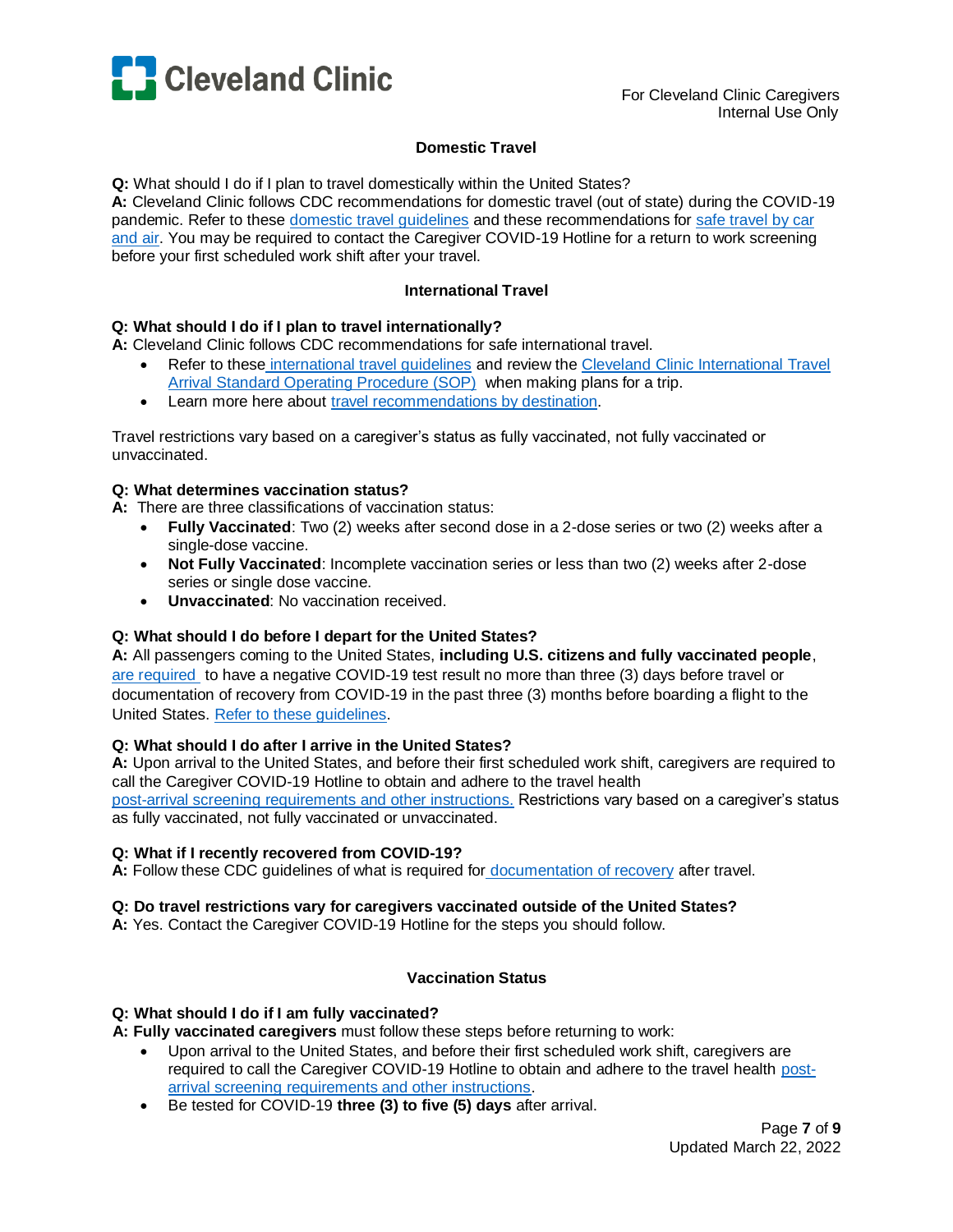## Domestic Travel

**Q:** What should I do if I plan to travel domestically within the United States?
**A:** Cleveland Clinic follows CDC recommendations for domestic travel (out of state) during the COVID-19 pandemic. Refer to these domestic travel guidelines and these recommendations for safe travel by car and air. You may be required to contact the Caregiver COVID-19 Hotline for a return to work screening before your first scheduled work shift after your travel.

## International Travel

**Q: What should I do if I plan to travel internationally?**
**A:** Cleveland Clinic follows CDC recommendations for safe international travel.

- Refer to these international travel guidelines and review the Cleveland Clinic International Travel Arrival Standard Operating Procedure (SOP) when making plans for a trip.
- Learn more here about travel recommendations by destination.

Travel restrictions vary based on a caregiver's status as fully vaccinated, not fully vaccinated or unvaccinated.

**Q: What determines vaccination status?**
**A:** There are three classifications of vaccination status:

- **Fully Vaccinated**: Two (2) weeks after second dose in a 2-dose series or two (2) weeks after a single-dose vaccine.
- **Not Fully Vaccinated**: Incomplete vaccination series or less than two (2) weeks after 2-dose series or single dose vaccine.
- **Unvaccinated**: No vaccination received.

**Q: What should I do before I depart for the United States?**
**A:** All passengers coming to the United States, **including U.S. citizens and fully vaccinated people**, are required to have a negative COVID-19 test result no more than three (3) days before travel or documentation of recovery from COVID-19 in the past three (3) months before boarding a flight to the United States. Refer to these guidelines.

**Q: What should I do after I arrive in the United States?**
**A:** Upon arrival to the United States, and before their first scheduled work shift, caregivers are required to call the Caregiver COVID-19 Hotline to obtain and adhere to the travel health post-arrival screening requirements and other instructions. Restrictions vary based on a caregiver's status as fully vaccinated, not fully vaccinated or unvaccinated.

**Q: What if I recently recovered from COVID-19?**
**A:** Follow these CDC guidelines of what is required for documentation of recovery after travel.

**Q: Do travel restrictions vary for caregivers vaccinated outside of the United States?**
**A:** Yes. Contact the Caregiver COVID-19 Hotline for the steps you should follow.

## Vaccination Status

**Q: What should I do if I am fully vaccinated?**
**A: Fully vaccinated caregivers** must follow these steps before returning to work:

- Upon arrival to the United States, and before their first scheduled work shift, caregivers are required to call the Caregiver COVID-19 Hotline to obtain and adhere to the travel health post-arrival screening requirements and other instructions.
- Be tested for COVID-19 **three (3) to five (5) days** after arrival.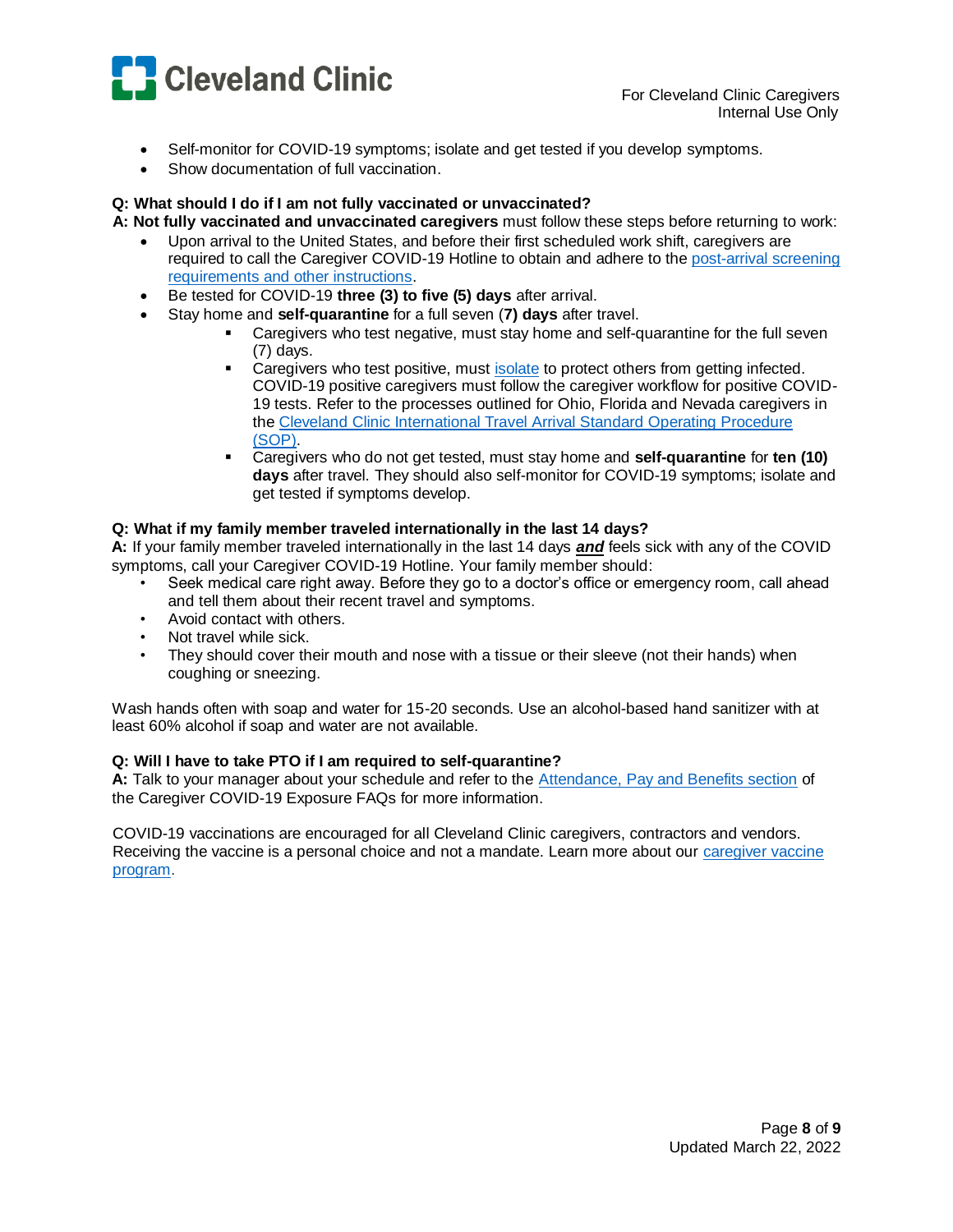- Self-monitor for COVID-19 symptoms; isolate and get tested if you develop symptoms.
- Show documentation of full vaccination.

**Q: What should I do if I am not fully vaccinated or unvaccinated?**
**A: Not fully vaccinated and unvaccinated caregivers** must follow these steps before returning to work:

- Upon arrival to the United States, and before their first scheduled work shift, caregivers are required to call the Caregiver COVID-19 Hotline to obtain and adhere to the post-arrival screening requirements and other instructions.
- Be tested for COVID-19 **three (3) to five (5) days** after arrival.
- Stay home and **self-quarantine** for a full seven (**7) days** after travel.
    - Caregivers who test negative, must stay home and self-quarantine for the full seven (7) days.
    - Caregivers who test positive, must isolate to protect others from getting infected. COVID-19 positive caregivers must follow the caregiver workflow for positive COVID-19 tests. Refer to the processes outlined for Ohio, Florida and Nevada caregivers in the Cleveland Clinic International Travel Arrival Standard Operating Procedure (SOP).
    - Caregivers who do not get tested, must stay home and **self-quarantine** for **ten (10) days** after travel. They should also self-monitor for COVID-19 symptoms; isolate and get tested if symptoms develop.

**Q: What if my family member traveled internationally in the last 14 days?**
**A:** If your family member traveled internationally in the last 14 days ***and*** feels sick with any of the COVID symptoms, call your Caregiver COVID-19 Hotline. Your family member should:

- Seek medical care right away. Before they go to a doctor's office or emergency room, call ahead and tell them about their recent travel and symptoms.
- Avoid contact with others.
- Not travel while sick.
- They should cover their mouth and nose with a tissue or their sleeve (not their hands) when coughing or sneezing.

Wash hands often with soap and water for 15-20 seconds. Use an alcohol-based hand sanitizer with at least 60% alcohol if soap and water are not available.

**Q: Will I have to take PTO if I am required to self-quarantine?**
**A:** Talk to your manager about your schedule and refer to the Attendance, Pay and Benefits section of the Caregiver COVID-19 Exposure FAQs for more information.

COVID-19 vaccinations are encouraged for all Cleveland Clinic caregivers, contractors and vendors. Receiving the vaccine is a personal choice and not a mandate. Learn more about our caregiver vaccine program.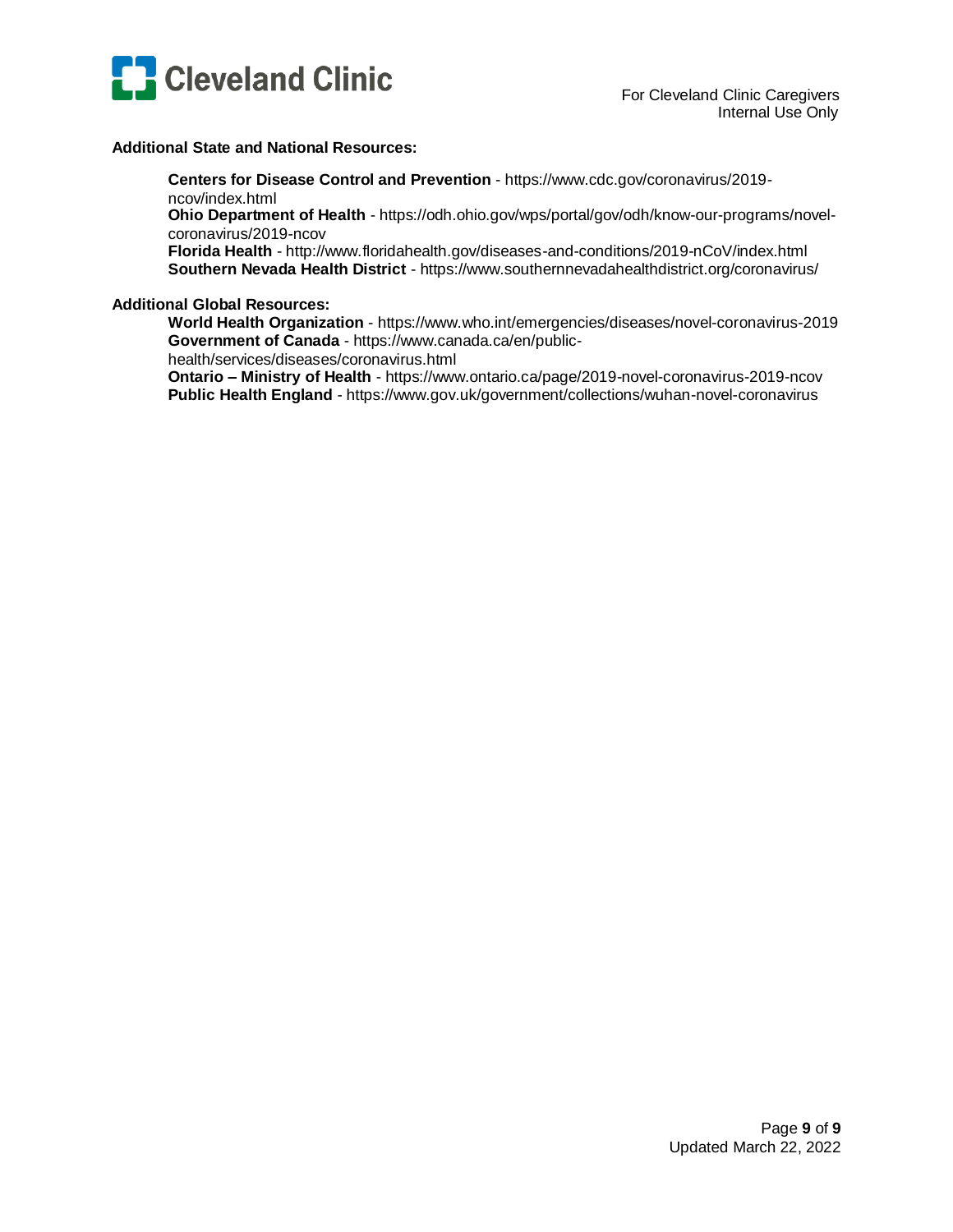**Additional State and National Resources:**

**Centers for Disease Control and Prevention** - https://www.cdc.gov/coronavirus/2019-ncov/index.html
**Ohio Department of Health** - https://odh.ohio.gov/wps/portal/gov/odh/know-our-programs/novel-coronavirus/2019-ncov
**Florida Health** - http://www.floridahealth.gov/diseases-and-conditions/2019-nCoV/index.html
**Southern Nevada Health District** - https://www.southernnevadahealthdistrict.org/coronavirus/

**Additional Global Resources:**

**World Health Organization** - https://www.who.int/emergencies/diseases/novel-coronavirus-2019
**Government of Canada** - https://www.canada.ca/en/public-health/services/diseases/coronavirus.html
**Ontario – Ministry of Health** - https://www.ontario.ca/page/2019-novel-coronavirus-2019-ncov
**Public Health England** - https://www.gov.uk/government/collections/wuhan-novel-coronavirus

Updated March 22, 2022